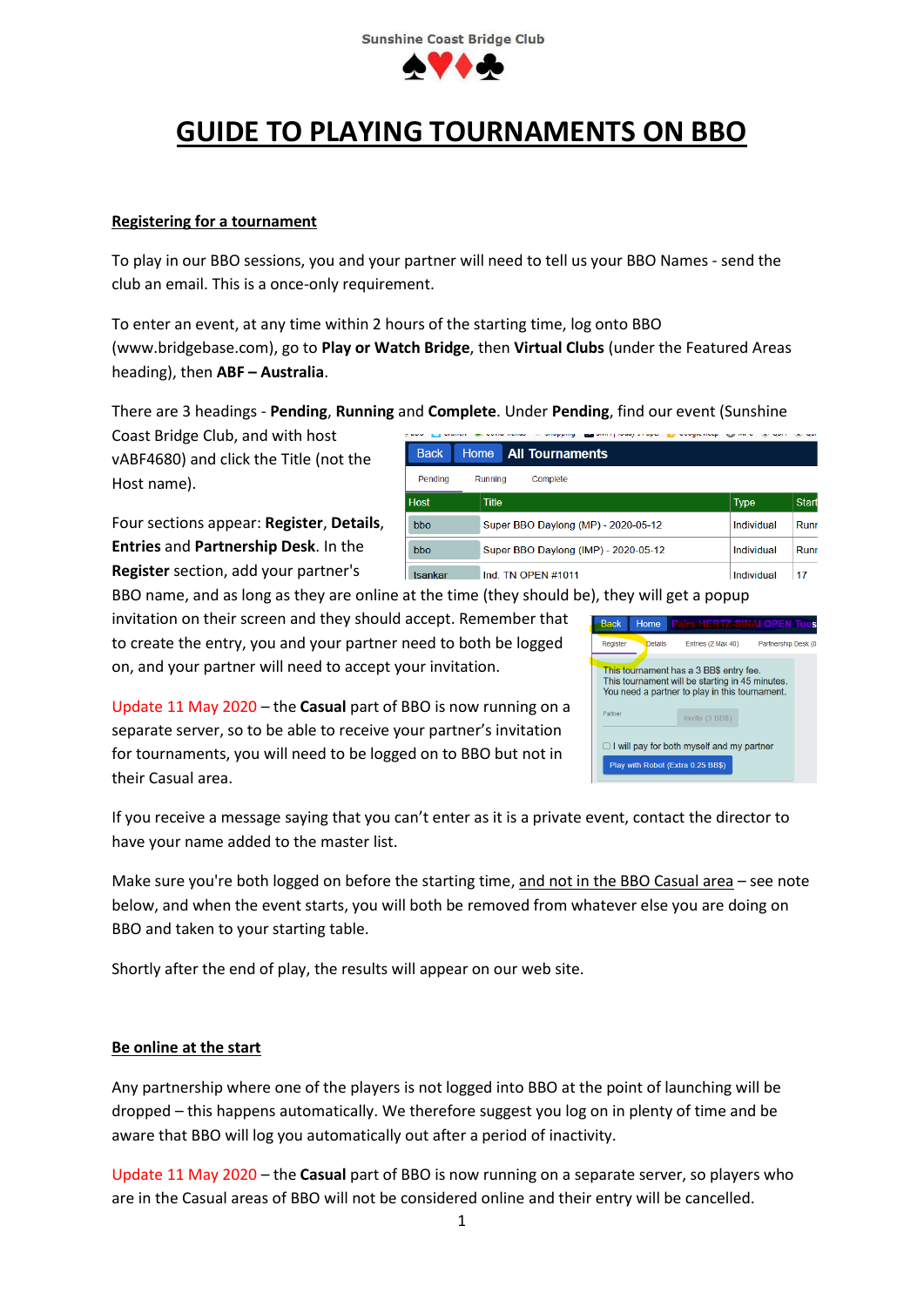Sunshine Coast Bridge Club

♠♥♦♣

# GUIDE TO PLAYING TOURNAMENTS ON BBO

## Registering for a tournament

To play in our BBO sessions, you and your partner will need to tell us your BBO Names - send the club an email. This is a once-only requirement.

To enter an event, at any time within 2 hours of the starting time, log onto BBO (www.bridgebase.com), go to **Play or Watch Bridge**, then **Virtual Clubs** (under the Featured Areas heading), then **ABF – Australia**.

There are 3 headings - **Pending**, **Running** and **Complete**. Under **Pending**, find our event (Sunshine Coast Bridge Club, and with host vABF4680) and click the Title (not the Host name).

Four sections appear: **Register**, **Details**, **Entries** and **Partnership Desk**. In the **Register** section, add your partner's BBO name, and as long as they are online at the time (they should be), they will get a popup invitation on their screen and they should accept. Remember that to create the entry, you and your partner need to both be logged on, and your partner will need to accept your invitation.

Update 11 May 2020 – the **Casual** part of BBO is now running on a separate server, so to be able to receive your partner's invitation for tournaments, you will need to be logged on to BBO but not in their Casual area.

If you receive a message saying that you can't enter as it is a private event, contact the director to have your name added to the master list.

Make sure you're both logged on before the starting time, and not in the BBO Casual area – see note below, and when the event starts, you will both be removed from whatever else you are doing on BBO and taken to your starting table.

Shortly after the end of play, the results will appear on our web site.

## Be online at the start

Any partnership where one of the players is not logged into BBO at the point of launching will be dropped – this happens automatically. We therefore suggest you log on in plenty of time and be aware that BBO will log you automatically out after a period of inactivity.

Update 11 May 2020 – the **Casual** part of BBO is now running on a separate server, so players who are in the Casual areas of BBO will not be considered online and their entry will be cancelled.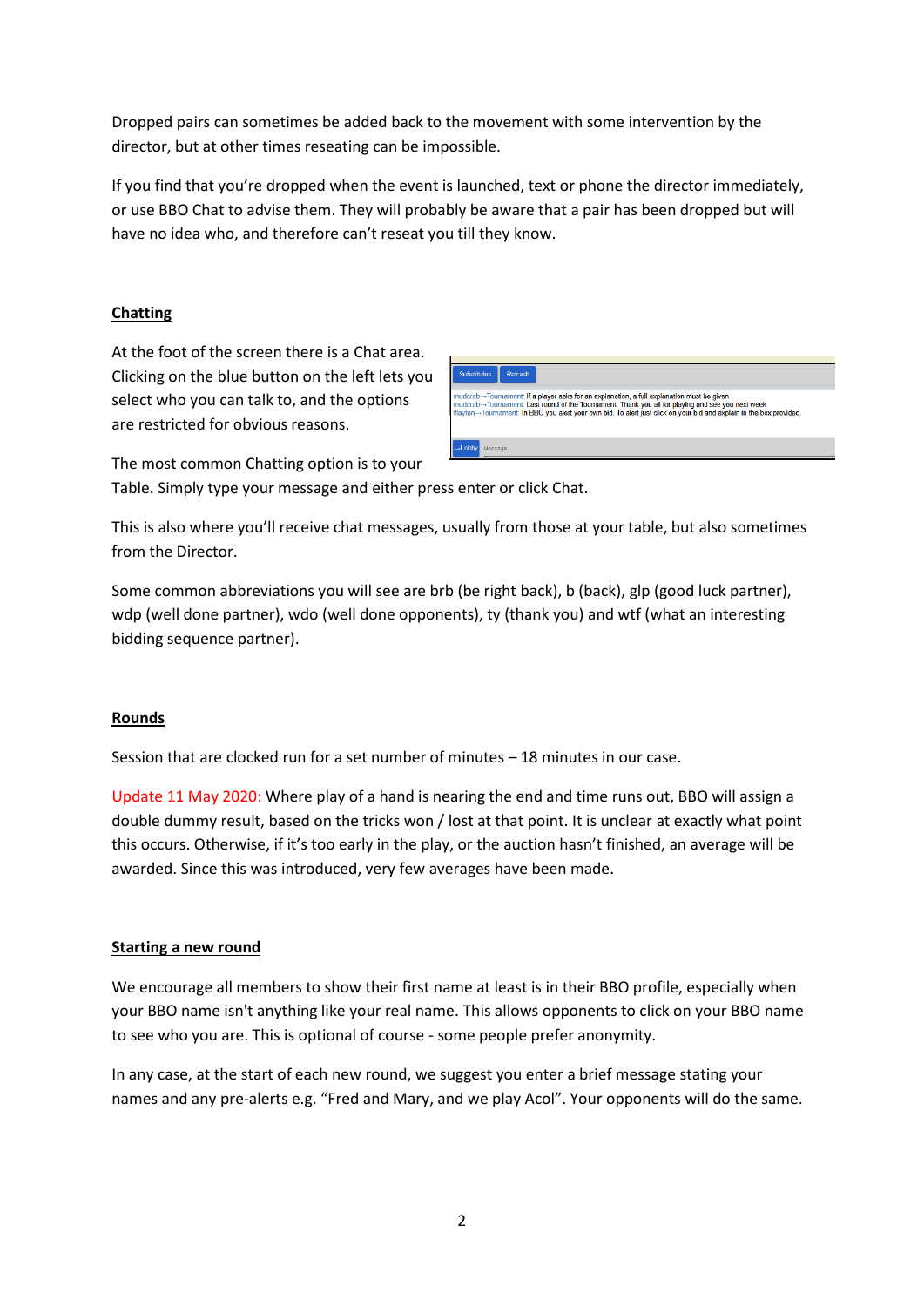Dropped pairs can sometimes be added back to the movement with some intervention by the director, but at other times reseating can be impossible.

If you find that you're dropped when the event is launched, text or phone the director immediately, or use BBO Chat to advise them. They will probably be aware that a pair has been dropped but will have no idea who, and therefore can't reseat you till they know.

## Chatting

At the foot of the screen there is a Chat area. Clicking on the blue button on the left lets you select who you can talk to, and the options are restricted for obvious reasons.

The most common Chatting option is to your Table. Simply type your message and either press enter or click Chat.

This is also where you'll receive chat messages, usually from those at your table, but also sometimes from the Director.

Some common abbreviations you will see are brb (be right back), b (back), glp (good luck partner), wdp (well done partner), wdo (well done opponents), ty (thank you) and wtf (what an interesting bidding sequence partner).

## Rounds

Session that are clocked run for a set number of minutes – 18 minutes in our case.

Update 11 May 2020: Where play of a hand is nearing the end and time runs out, BBO will assign a double dummy result, based on the tricks won / lost at that point. It is unclear at exactly what point this occurs. Otherwise, if it's too early in the play, or the auction hasn't finished, an average will be awarded. Since this was introduced, very few averages have been made.

## Starting a new round

We encourage all members to show their first name at least is in their BBO profile, especially when your BBO name isn't anything like your real name. This allows opponents to click on your BBO name to see who you are. This is optional of course - some people prefer anonymity.

In any case, at the start of each new round, we suggest you enter a brief message stating your names and any pre-alerts e.g. "Fred and Mary, and we play Acol". Your opponents will do the same.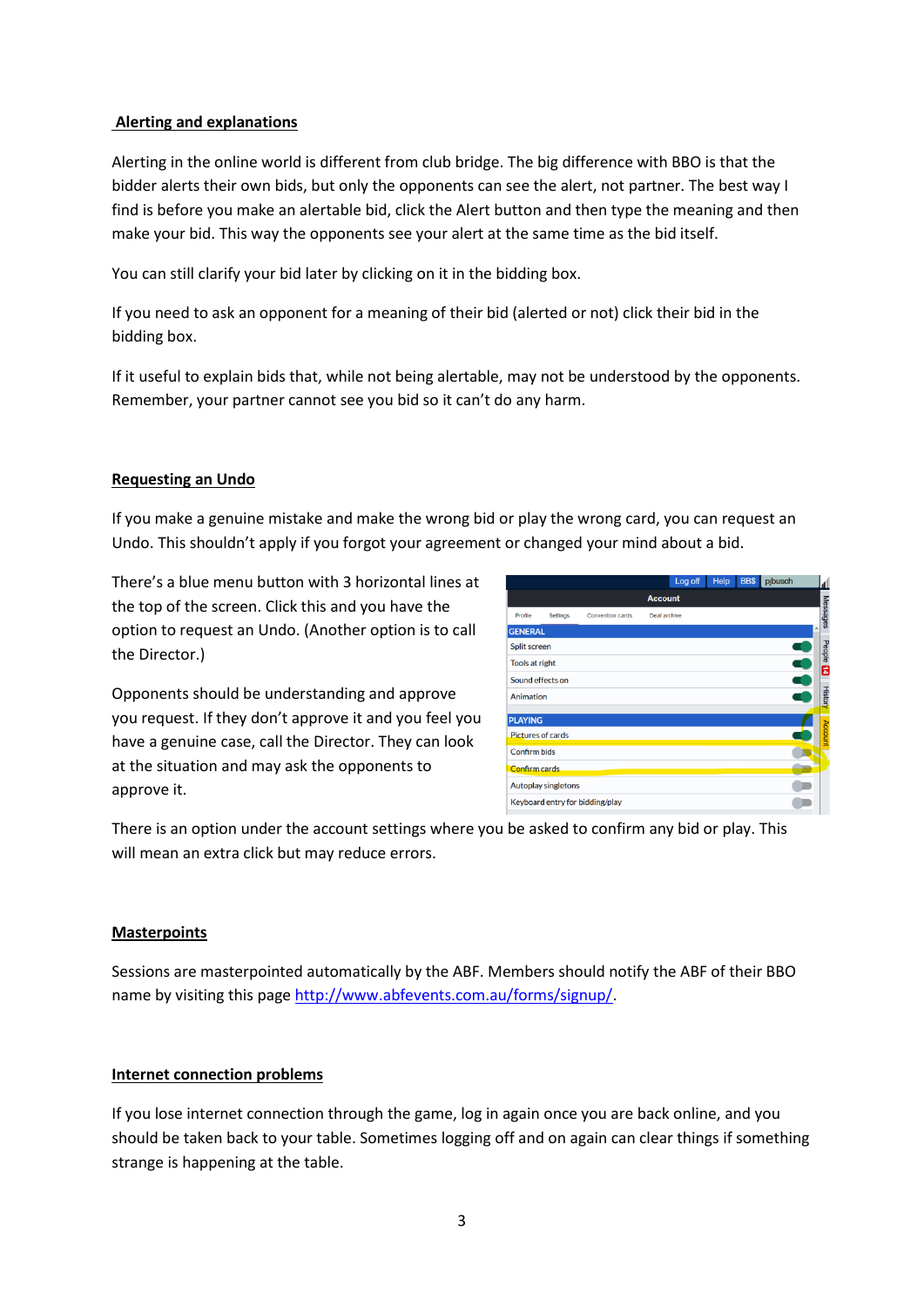## Alerting and explanations

Alerting in the online world is different from club bridge. The big difference with BBO is that the bidder alerts their own bids, but only the opponents can see the alert, not partner. The best way I find is before you make an alertable bid, click the Alert button and then type the meaning and then make your bid. This way the opponents see your alert at the same time as the bid itself.

You can still clarify your bid later by clicking on it in the bidding box.

If you need to ask an opponent for a meaning of their bid (alerted or not) click their bid in the bidding box.

If it useful to explain bids that, while not being alertable, may not be understood by the opponents. Remember, your partner cannot see you bid so it can't do any harm.

## Requesting an Undo

If you make a genuine mistake and make the wrong bid or play the wrong card, you can request an Undo. This shouldn't apply if you forgot your agreement or changed your mind about a bid.

There's a blue menu button with 3 horizontal lines at the top of the screen. Click this and you have the option to request an Undo. (Another option is to call the Director.)

Opponents should be understanding and approve you request. If they don't approve it and you feel you have a genuine case, call the Director. They can look at the situation and may ask the opponents to approve it.

There is an option under the account settings where you be asked to confirm any bid or play. This will mean an extra click but may reduce errors.

## Masterpoints

Sessions are masterpointed automatically by the ABF. Members should notify the ABF of their BBO name by visiting this page [http://www.abfevents.com.au/forms/signup/](http://www.abfevents.com.au/forms/signup/).

## Internet connection problems

If you lose internet connection through the game, log in again once you are back online, and you should be taken back to your table. Sometimes logging off and on again can clear things if something strange is happening at the table.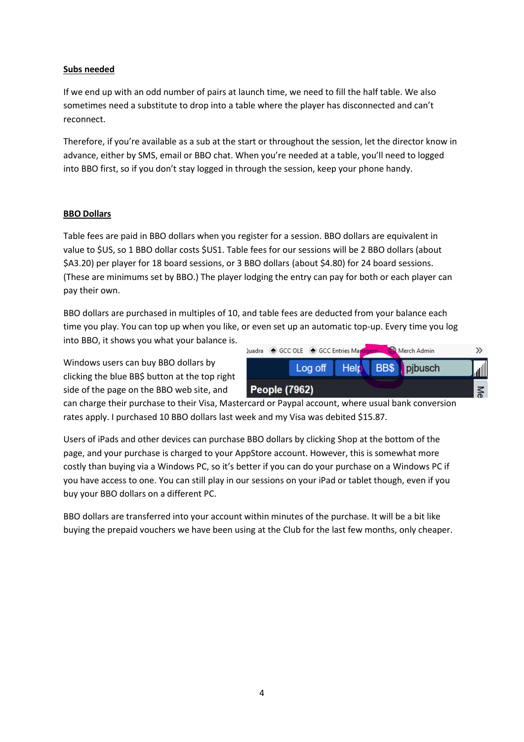**Subs needed**

If we end up with an odd number of pairs at launch time, we need to fill the half table. We also sometimes need a substitute to drop into a table where the player has disconnected and can't reconnect.

Therefore, if you're available as a sub at the start or throughout the session, let the director know in advance, either by SMS, email or BBO chat. When you're needed at a table, you'll need to logged into BBO first, so if you don't stay logged in through the session, keep your phone handy.

**BBO Dollars**

Table fees are paid in BBO dollars when you register for a session. BBO dollars are equivalent in value to $US, so 1 BBO dollar costs $US1. Table fees for our sessions will be 2 BBO dollars (about $A3.20) per player for 18 board sessions, or 3 BBO dollars (about $4.80) for 24 board sessions. (These are minimums set by BBO.) The player lodging the entry can pay for both or each player can pay their own.

BBO dollars are purchased in multiples of 10, and table fees are deducted from your balance each time you play. You can top up when you like, or even set up an automatic top-up. Every time you log into BBO, it shows you what your balance is.

Windows users can buy BBO dollars by clicking the blue BB$ button at the top right side of the page on the BBO web site, and can charge their purchase to their Visa, Mastercard or Paypal account, where usual bank conversion rates apply. I purchased 10 BBO dollars last week and my Visa was debited $15.87.

Users of iPads and other devices can purchase BBO dollars by clicking Shop at the bottom of the page, and your purchase is charged to your AppStore account. However, this is somewhat more costly than buying via a Windows PC, so it's better if you can do your purchase on a Windows PC if you have access to one. You can still play in our sessions on your iPad or tablet though, even if you buy your BBO dollars on a different PC.

BBO dollars are transferred into your account within minutes of the purchase. It will be a bit like buying the prepaid vouchers we have been using at the Club for the last few months, only cheaper.